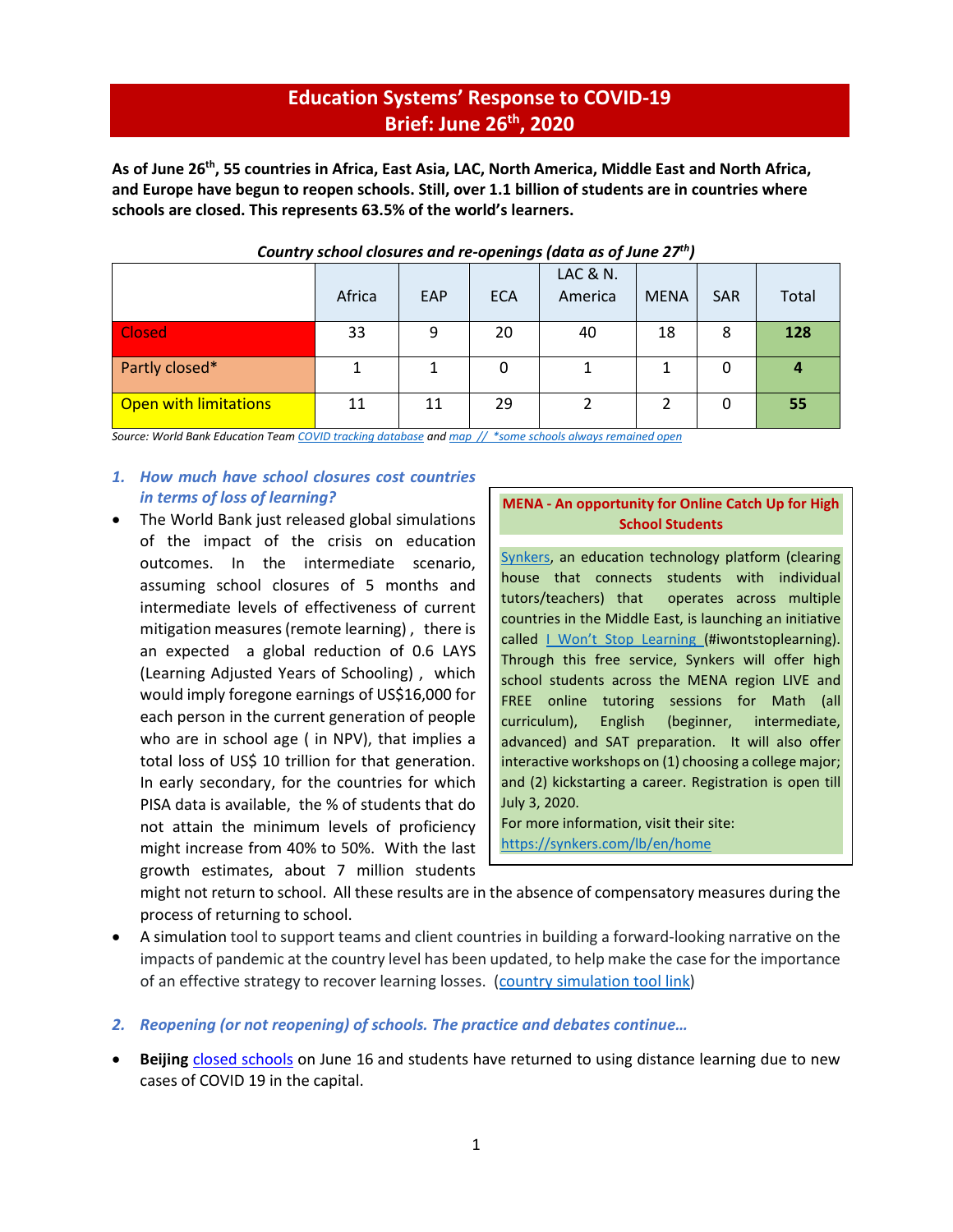# Education Systems' Response to COVID-19
## Brief: June 26th, 2020

**As of June 26th, 55 countries in Africa, East Asia, LAC, North America, Middle East and North Africa, and Europe have begun to reopen schools. Still, over 1.1 billion of students are in countries where schools are closed. This represents 63.5% of the world's learners.**

*Country school closures and re-openings (data as of June 27th)*

| | Africa | EAP | ECA | LAC & N. America | MENA | SAR | Total |
|---|---|---|---|---|---|---|---|
| Closed | 33 | 9 | 20 | 40 | 18 | 8 | **128** |
| Partly closed* | 1 | 1 | 0 | 1 | 1 | 0 | **4** |
| Open with limitations | 11 | 11 | 29 | 2 | 2 | 0 | **55** |

*Source: World Bank Education Team COVID tracking database and map // \*some schools always remained open*

### 1. *How much have school closures cost countries in terms of loss of learning?*

- The World Bank just released global simulations of the impact of the crisis on education outcomes. In the intermediate scenario, assuming school closures of 5 months and intermediate levels of effectiveness of current mitigation measures (remote learning) , there is an expected a global reduction of 0.6 LAYS (Learning Adjusted Years of Schooling) , which would imply foregone earnings of US$16,000 for each person in the current generation of people who are in school age ( in NPV), that implies a total loss of US$ 10 trillion for that generation. In early secondary, for the countries for which PISA data is available, the % of students that do not attain the minimum levels of proficiency might increase from 40% to 50%. With the last growth estimates, about 7 million students might not return to school. All these results are in the absence of compensatory measures during the process of returning to school.
- A simulation tool to support teams and client countries in building a forward-looking narrative on the impacts of pandemic at the country level has been updated, to help make the case for the importance of an effective strategy to recover learning losses. (country simulation tool link)

> **MENA - An opportunity for Online Catch Up for High School Students**
>
> Synkers, an education technology platform (clearing house that connects students with individual tutors/teachers) that operates across multiple countries in the Middle East, is launching an initiative called I Won't Stop Learning (#iwontstoplearning). Through this free service, Synkers will offer high school students across the MENA region LIVE and FREE online tutoring sessions for Math (all curriculum), English (beginner, intermediate, advanced) and SAT preparation. It will also offer interactive workshops on (1) choosing a college major; and (2) kickstarting a career. Registration is open till July 3, 2020.
>
> For more information, visit their site: https://synkers.com/lb/en/home

### 2. *Reopening (or not reopening) of schools. The practice and debates continue…*

- **Beijing** closed schools on June 16 and students have returned to using distance learning due to new cases of COVID 19 in the capital.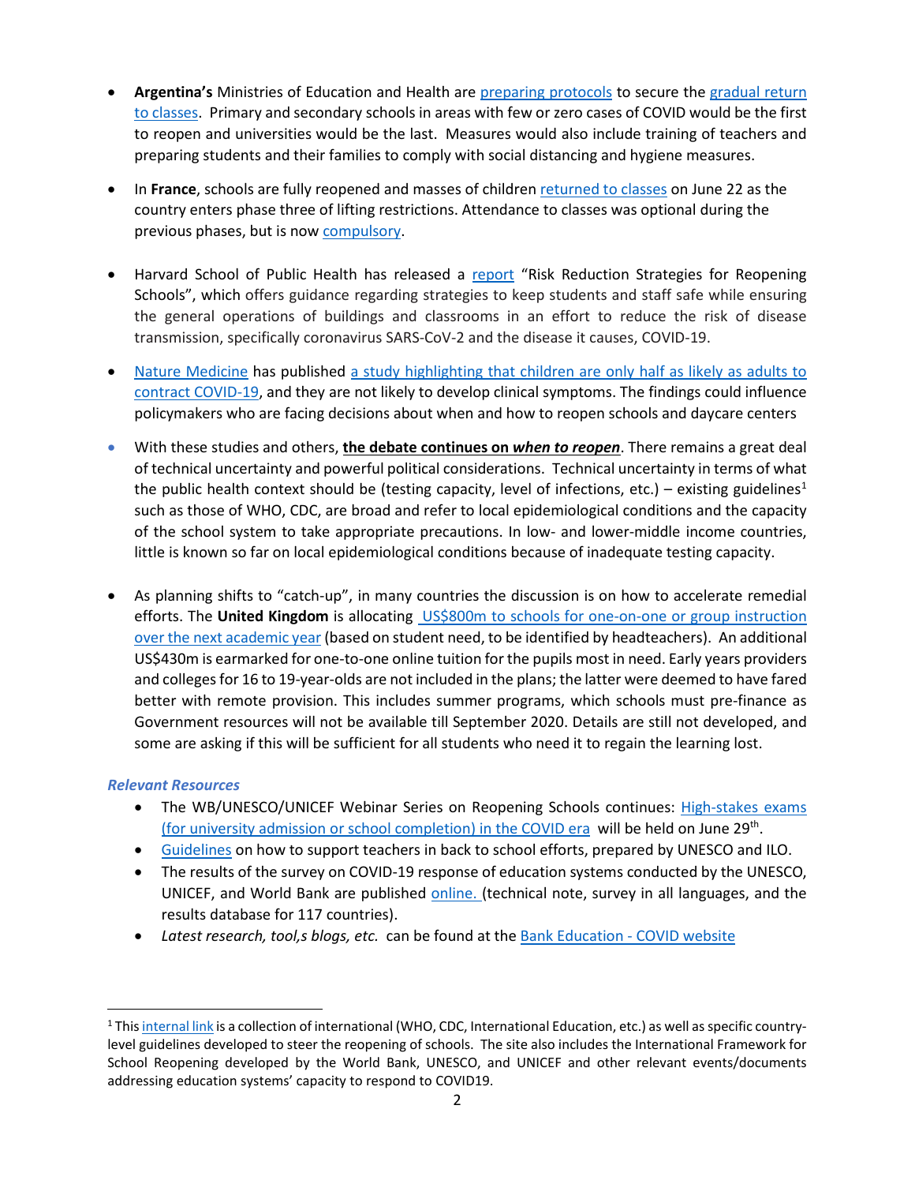- **Argentina's** Ministries of Education and Health are preparing protocols to secure the gradual return to classes. Primary and secondary schools in areas with few or zero cases of COVID would be the first to reopen and universities would be the last. Measures would also include training of teachers and preparing students and their families to comply with social distancing and hygiene measures.

- In **France**, schools are fully reopened and masses of children returned to classes on June 22 as the country enters phase three of lifting restrictions. Attendance to classes was optional during the previous phases, but is now compulsory.

- Harvard School of Public Health has released a report "Risk Reduction Strategies for Reopening Schools", which offers guidance regarding strategies to keep students and staff safe while ensuring the general operations of buildings and classrooms in an effort to reduce the risk of disease transmission, specifically coronavirus SARS-CoV-2 and the disease it causes, COVID-19.

- Nature Medicine has published a study highlighting that children are only half as likely as adults to contract COVID-19, and they are not likely to develop clinical symptoms. The findings could influence policymakers who are facing decisions about when and how to reopen schools and daycare centers

- With these studies and others, **the debate continues on *when to reopen***. There remains a great deal of technical uncertainty and powerful political considerations. Technical uncertainty in terms of what the public health context should be (testing capacity, level of infections, etc.) – existing guidelines[1] such as those of WHO, CDC, are broad and refer to local epidemiological conditions and the capacity of the school system to take appropriate precautions. In low- and lower-middle income countries, little is known so far on local epidemiological conditions because of inadequate testing capacity.

- As planning shifts to "catch-up", in many countries the discussion is on how to accelerate remedial efforts. The **United Kingdom** is allocating US$800m to schools for one-on-one or group instruction over the next academic year (based on student need, to be identified by headteachers). An additional US$430m is earmarked for one-to-one online tuition for the pupils most in need. Early years providers and colleges for 16 to 19-year-olds are not included in the plans; the latter were deemed to have fared better with remote provision. This includes summer programs, which schools must pre-finance as Government resources will not be available till September 2020. Details are still not developed, and some are asking if this will be sufficient for all students who need it to regain the learning lost.

***Relevant Resources***

- The WB/UNESCO/UNICEF Webinar Series on Reopening Schools continues: High-stakes exams (for university admission or school completion) in the COVID era will be held on June 29th.
- Guidelines on how to support teachers in back to school efforts, prepared by UNESCO and ILO.
- The results of the survey on COVID-19 response of education systems conducted by the UNESCO, UNICEF, and World Bank are published online. (technical note, survey in all languages, and the results database for 117 countries).
- *Latest research, tool,s blogs, etc.* can be found at the Bank Education - COVID website

[1] This internal link is a collection of international (WHO, CDC, International Education, etc.) as well as specific country-level guidelines developed to steer the reopening of schools. The site also includes the International Framework for School Reopening developed by the World Bank, UNESCO, and UNICEF and other relevant events/documents addressing education systems' capacity to respond to COVID19.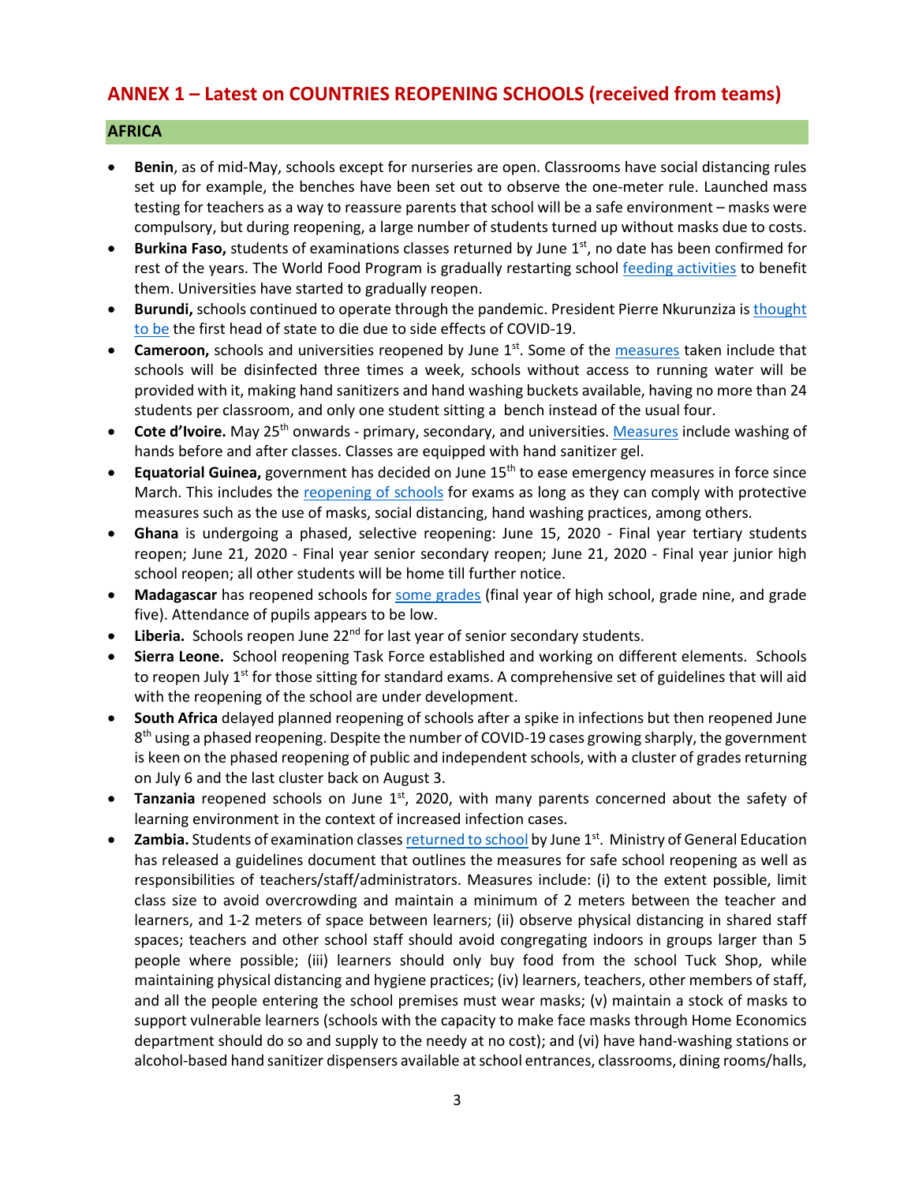## ANNEX 1 – Latest on COUNTRIES REOPENING SCHOOLS (received from teams)

### AFRICA

- **Benin**, as of mid-May, schools except for nurseries are open. Classrooms have social distancing rules set up for example, the benches have been set out to observe the one-meter rule. Launched mass testing for teachers as a way to reassure parents that school will be a safe environment – masks were compulsory, but during reopening, a large number of students turned up without masks due to costs.
- **Burkina Faso,** students of examinations classes returned by June 1st, no date has been confirmed for rest of the years. The World Food Program is gradually restarting school feeding activities to benefit them. Universities have started to gradually reopen.
- **Burundi,** schools continued to operate through the pandemic. President Pierre Nkurunziza is thought to be the first head of state to die due to side effects of COVID-19.
- **Cameroon,** schools and universities reopened by June 1st. Some of the measures taken include that schools will be disinfected three times a week, schools without access to running water will be provided with it, making hand sanitizers and hand washing buckets available, having no more than 24 students per classroom, and only one student sitting a bench instead of the usual four.
- **Cote d'Ivoire.** May 25th onwards - primary, secondary, and universities. Measures include washing of hands before and after classes. Classes are equipped with hand sanitizer gel.
- **Equatorial Guinea,** government has decided on June 15th to ease emergency measures in force since March. This includes the reopening of schools for exams as long as they can comply with protective measures such as the use of masks, social distancing, hand washing practices, among others.
- **Ghana** is undergoing a phased, selective reopening: June 15, 2020 - Final year tertiary students reopen; June 21, 2020 - Final year senior secondary reopen; June 21, 2020 - Final year junior high school reopen; all other students will be home till further notice.
- **Madagascar** has reopened schools for some grades (final year of high school, grade nine, and grade five). Attendance of pupils appears to be low.
- **Liberia.** Schools reopen June 22nd for last year of senior secondary students.
- **Sierra Leone.** School reopening Task Force established and working on different elements. Schools to reopen July 1st for those sitting for standard exams. A comprehensive set of guidelines that will aid with the reopening of the school are under development.
- **South Africa** delayed planned reopening of schools after a spike in infections but then reopened June 8th using a phased reopening. Despite the number of COVID-19 cases growing sharply, the government is keen on the phased reopening of public and independent schools, with a cluster of grades returning on July 6 and the last cluster back on August 3.
- **Tanzania** reopened schools on June 1st, 2020, with many parents concerned about the safety of learning environment in the context of increased infection cases.
- **Zambia.** Students of examination classes returned to school by June 1st. Ministry of General Education has released a guidelines document that outlines the measures for safe school reopening as well as responsibilities of teachers/staff/administrators. Measures include: (i) to the extent possible, limit class size to avoid overcrowding and maintain a minimum of 2 meters between the teacher and learners, and 1-2 meters of space between learners; (ii) observe physical distancing in shared staff spaces; teachers and other school staff should avoid congregating indoors in groups larger than 5 people where possible; (iii) learners should only buy food from the school Tuck Shop, while maintaining physical distancing and hygiene practices; (iv) learners, teachers, other members of staff, and all the people entering the school premises must wear masks; (v) maintain a stock of masks to support vulnerable learners (schools with the capacity to make face masks through Home Economics department should do so and supply to the needy at no cost); and (vi) have hand-washing stations or alcohol-based hand sanitizer dispensers available at school entrances, classrooms, dining rooms/halls,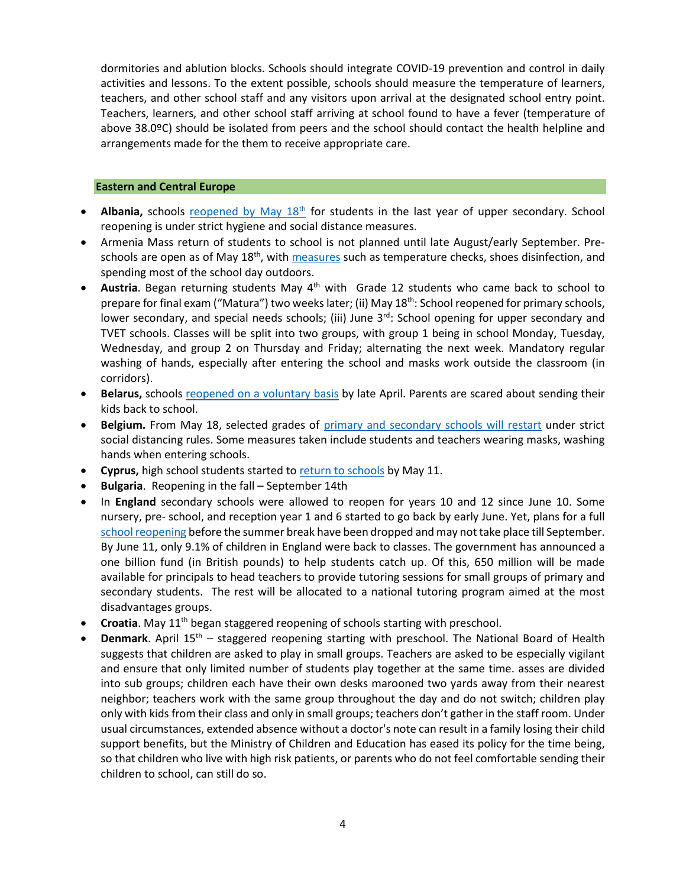dormitories and ablution blocks. Schools should integrate COVID-19 prevention and control in daily activities and lessons. To the extent possible, schools should measure the temperature of learners, teachers, and other school staff and any visitors upon arrival at the designated school entry point. Teachers, learners, and other school staff arriving at school found to have a fever (temperature of above 38.0ºC) should be isolated from peers and the school should contact the health helpline and arrangements made for the them to receive appropriate care.

**Eastern and Central Europe**

- **Albania,** schools reopened by May 18th for students in the last year of upper secondary. School reopening is under strict hygiene and social distance measures.
- Armenia Mass return of students to school is not planned until late August/early September. Pre-schools are open as of May 18th, with measures such as temperature checks, shoes disinfection, and spending most of the school day outdoors.
- **Austria**. Began returning students May 4th with Grade 12 students who came back to school to prepare for final exam ("Matura") two weeks later; (ii) May 18th: School reopened for primary schools, lower secondary, and special needs schools; (iii) June 3rd: School opening for upper secondary and TVET schools. Classes will be split into two groups, with group 1 being in school Monday, Tuesday, Wednesday, and group 2 on Thursday and Friday; alternating the next week. Mandatory regular washing of hands, especially after entering the school and masks work outside the classroom (in corridors).
- **Belarus,** schools reopened on a voluntary basis by late April. Parents are scared about sending their kids back to school.
- **Belgium.** From May 18, selected grades of primary and secondary schools will restart under strict social distancing rules. Some measures taken include students and teachers wearing masks, washing hands when entering schools.
- **Cyprus,** high school students started to return to schools by May 11.
- **Bulgaria**. Reopening in the fall – September 14th
- In **England** secondary schools were allowed to reopen for years 10 and 12 since June 10. Some nursery, pre- school, and reception year 1 and 6 started to go back by early June. Yet, plans for a full school reopening before the summer break have been dropped and may not take place till September. By June 11, only 9.1% of children in England were back to classes. The government has announced a one billion fund (in British pounds) to help students catch up. Of this, 650 million will be made available for principals to head teachers to provide tutoring sessions for small groups of primary and secondary students. The rest will be allocated to a national tutoring program aimed at the most disadvantages groups.
- **Croatia**. May 11th began staggered reopening of schools starting with preschool.
- **Denmark**. April 15th – staggered reopening starting with preschool. The National Board of Health suggests that children are asked to play in small groups. Teachers are asked to be especially vigilant and ensure that only limited number of students play together at the same time. asses are divided into sub groups; children each have their own desks marooned two yards away from their nearest neighbor; teachers work with the same group throughout the day and do not switch; children play only with kids from their class and only in small groups; teachers don't gather in the staff room. Under usual circumstances, extended absence without a doctor's note can result in a family losing their child support benefits, but the Ministry of Children and Education has eased its policy for the time being, so that children who live with high risk patients, or parents who do not feel comfortable sending their children to school, can still do so.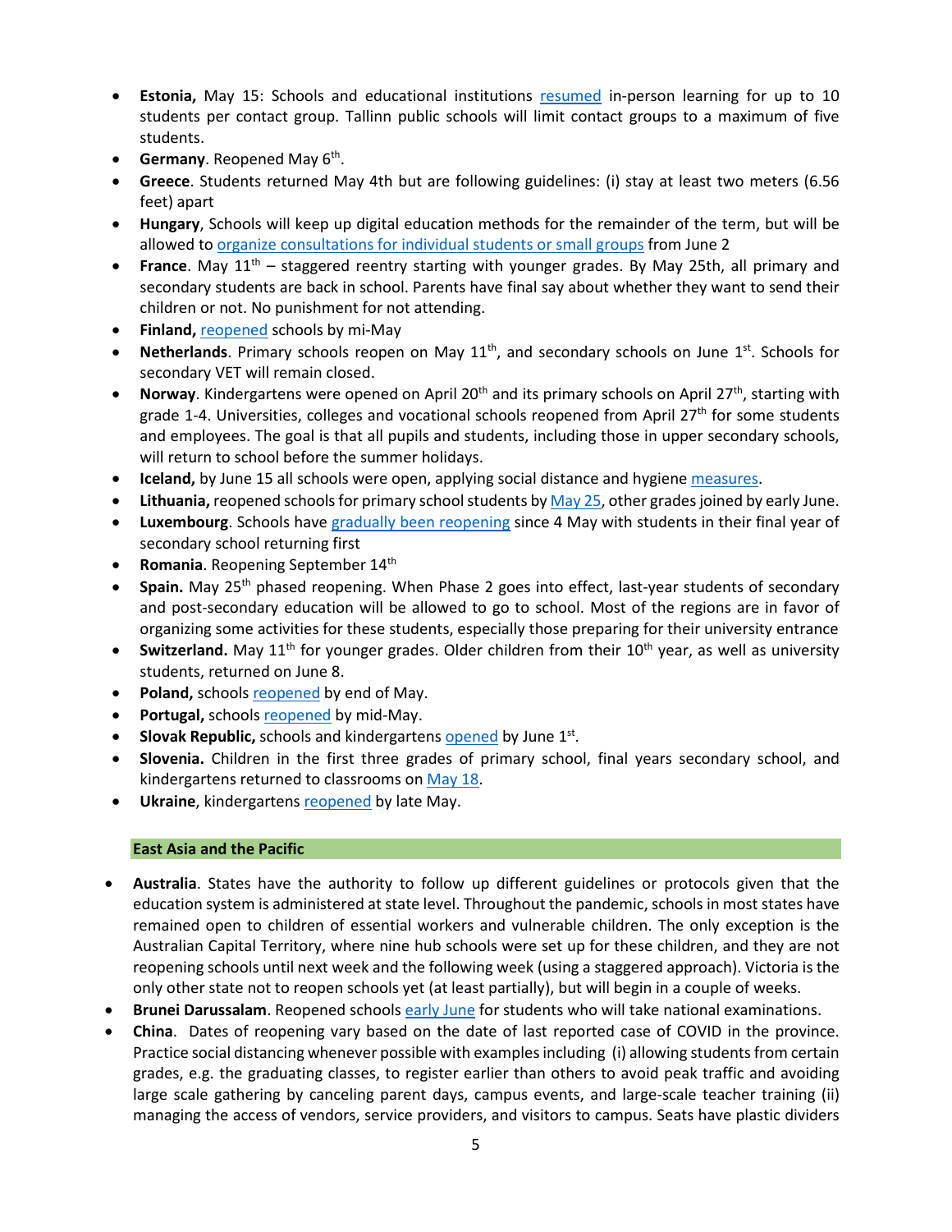- **Estonia,** May 15: Schools and educational institutions resumed in-person learning for up to 10 students per contact group. Tallinn public schools will limit contact groups to a maximum of five students.
- **Germany**. Reopened May 6th.
- **Greece**. Students returned May 4th but are following guidelines: (i) stay at least two meters (6.56 feet) apart
- **Hungary**, Schools will keep up digital education methods for the remainder of the term, but will be allowed to organize consultations for individual students or small groups from June 2
- **France**. May 11th – staggered reentry starting with younger grades. By May 25th, all primary and secondary students are back in school. Parents have final say about whether they want to send their children or not. No punishment for not attending.
- **Finland,** reopened schools by mi-May
- **Netherlands**. Primary schools reopen on May 11th, and secondary schools on June 1st. Schools for secondary VET will remain closed.
- **Norway**. Kindergartens were opened on April 20th and its primary schools on April 27th, starting with grade 1-4. Universities, colleges and vocational schools reopened from April 27th for some students and employees. The goal is that all pupils and students, including those in upper secondary schools, will return to school before the summer holidays.
- **Iceland,** by June 15 all schools were open, applying social distance and hygiene measures.
- **Lithuania,** reopened schools for primary school students by May 25, other grades joined by early June.
- **Luxembourg**. Schools have gradually been reopening since 4 May with students in their final year of secondary school returning first
- **Romania**. Reopening September 14th
- **Spain.** May 25th phased reopening. When Phase 2 goes into effect, last-year students of secondary and post-secondary education will be allowed to go to school. Most of the regions are in favor of organizing some activities for these students, especially those preparing for their university entrance
- **Switzerland.** May 11th for younger grades. Older children from their 10th year, as well as university students, returned on June 8.
- **Poland,** schools reopened by end of May.
- **Portugal,** schools reopened by mid-May.
- **Slovak Republic,** schools and kindergartens opened by June 1st.
- **Slovenia.** Children in the first three grades of primary school, final years secondary school, and kindergartens returned to classrooms on May 18.
- **Ukraine**, kindergartens reopened by late May.

### East Asia and the Pacific

- **Australia**. States have the authority to follow up different guidelines or protocols given that the education system is administered at state level. Throughout the pandemic, schools in most states have remained open to children of essential workers and vulnerable children. The only exception is the Australian Capital Territory, where nine hub schools were set up for these children, and they are not reopening schools until next week and the following week (using a staggered approach). Victoria is the only other state not to reopen schools yet (at least partially), but will begin in a couple of weeks.
- **Brunei Darussalam**. Reopened schools early June for students who will take national examinations.
- **China**. Dates of reopening vary based on the date of last reported case of COVID in the province. Practice social distancing whenever possible with examples including (i) allowing students from certain grades, e.g. the graduating classes, to register earlier than others to avoid peak traffic and avoiding large scale gathering by canceling parent days, campus events, and large-scale teacher training (ii) managing the access of vendors, service providers, and visitors to campus. Seats have plastic dividers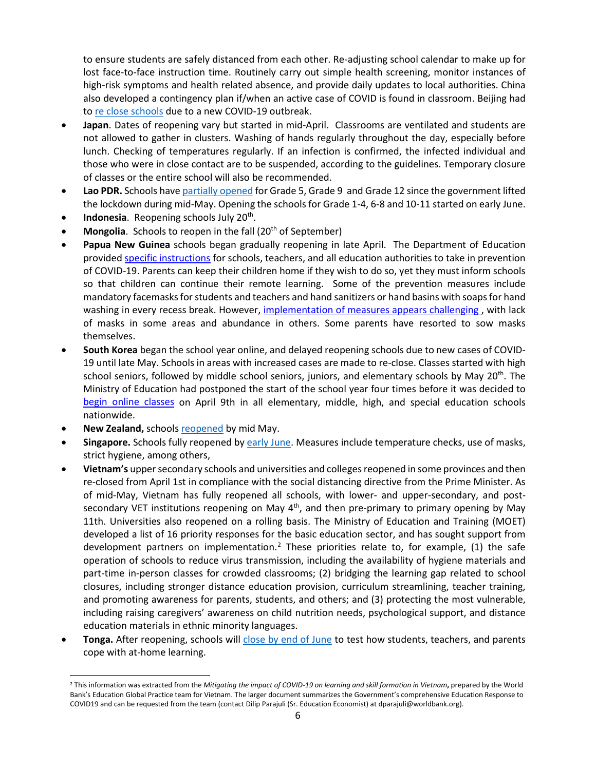to ensure students are safely distanced from each other. Re-adjusting school calendar to make up for lost face-to-face instruction time. Routinely carry out simple health screening, monitor instances of high-risk symptoms and health related absence, and provide daily updates to local authorities. China also developed a contingency plan if/when an active case of COVID is found in classroom. Beijing had to re close schools due to a new COVID-19 outbreak.

- **Japan**. Dates of reopening vary but started in mid-April. Classrooms are ventilated and students are not allowed to gather in clusters. Washing of hands regularly throughout the day, especially before lunch. Checking of temperatures regularly. If an infection is confirmed, the infected individual and those who were in close contact are to be suspended, according to the guidelines. Temporary closure of classes or the entire school will also be recommended.
- **Lao PDR.** Schools have partially opened for Grade 5, Grade 9 and Grade 12 since the government lifted the lockdown during mid-May. Opening the schools for Grade 1-4, 6-8 and 10-11 started on early June.
- **Indonesia**. Reopening schools July 20th.
- **Mongolia**. Schools to reopen in the fall (20th of September)
- **Papua New Guinea** schools began gradually reopening in late April. The Department of Education provided specific instructions for schools, teachers, and all education authorities to take in prevention of COVID-19. Parents can keep their children home if they wish to do so, yet they must inform schools so that children can continue their remote learning. Some of the prevention measures include mandatory facemasks for students and teachers and hand sanitizers or hand basins with soaps for hand washing in every recess break. However, implementation of measures appears challenging , with lack of masks in some areas and abundance in others. Some parents have resorted to sow masks themselves.
- **South Korea** began the school year online, and delayed reopening schools due to new cases of COVID-19 until late May. Schools in areas with increased cases are made to re-close. Classes started with high school seniors, followed by middle school seniors, juniors, and elementary schools by May 20th. The Ministry of Education had postponed the start of the school year four times before it was decided to begin online classes on April 9th in all elementary, middle, high, and special education schools nationwide.
- **New Zealand,** schools reopened by mid May.
- **Singapore.** Schools fully reopened by early June. Measures include temperature checks, use of masks, strict hygiene, among others,
- **Vietnam's** upper secondary schools and universities and colleges reopened in some provinces and then re-closed from April 1st in compliance with the social distancing directive from the Prime Minister. As of mid-May, Vietnam has fully reopened all schools, with lower- and upper-secondary, and post-secondary VET institutions reopening on May 4th, and then pre-primary to primary opening by May 11th. Universities also reopened on a rolling basis. The Ministry of Education and Training (MOET) developed a list of 16 priority responses for the basic education sector, and has sought support from development partners on implementation.[2] These priorities relate to, for example, (1) the safe operation of schools to reduce virus transmission, including the availability of hygiene materials and part-time in-person classes for crowded classrooms; (2) bridging the learning gap related to school closures, including stronger distance education provision, curriculum streamlining, teacher training, and promoting awareness for parents, students, and others; and (3) protecting the most vulnerable, including raising caregivers' awareness on child nutrition needs, psychological support, and distance education materials in ethnic minority languages.
- **Tonga.** After reopening, schools will close by end of June to test how students, teachers, and parents cope with at-home learning.

---

[2] This information was extracted from the *Mitigating the impact of COVID-19 on learning and skill formation in Vietnam***,** prepared by the World Bank's Education Global Practice team for Vietnam. The larger document summarizes the Government's comprehensive Education Response to COVID19 and can be requested from the team (contact Dilip Parajuli (Sr. Education Economist) at dparajuli@worldbank.org).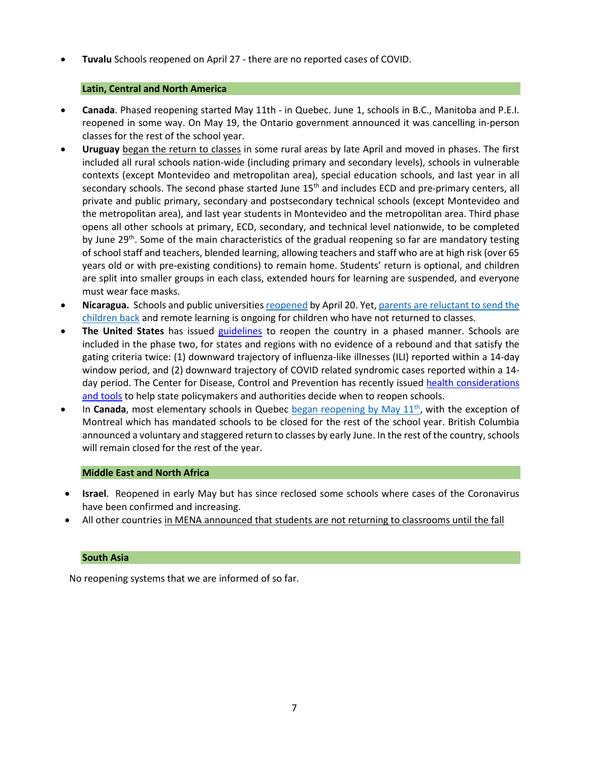- **Tuvalu** Schools reopened on April 27 - there are no reported cases of COVID.

### Latin, Central and North America

- **Canada**. Phased reopening started May 11th - in Quebec. June 1, schools in B.C., Manitoba and P.E.I. reopened in some way. On May 19, the Ontario government announced it was cancelling in-person classes for the rest of the school year.
- **Uruguay** began the return to classes in some rural areas by late April and moved in phases. The first included all rural schools nation-wide (including primary and secondary levels), schools in vulnerable contexts (except Montevideo and metropolitan area), special education schools, and last year in all secondary schools. The second phase started June 15th and includes ECD and pre-primary centers, all private and public primary, secondary and postsecondary technical schools (except Montevideo and the metropolitan area), and last year students in Montevideo and the metropolitan area. Third phase opens all other schools at primary, ECD, secondary, and technical level nationwide, to be completed by June 29th. Some of the main characteristics of the gradual reopening so far are mandatory testing of school staff and teachers, blended learning, allowing teachers and staff who are at high risk (over 65 years old or with pre-existing conditions) to remain home. Students' return is optional, and children are split into smaller groups in each class, extended hours for learning are suspended, and everyone must wear face masks.
- **Nicaragua.** Schools and public universities reopened by April 20. Yet, parents are reluctant to send the children back and remote learning is ongoing for children who have not returned to classes.
- **The United States** has issued guidelines to reopen the country in a phased manner. Schools are included in the phase two, for states and regions with no evidence of a rebound and that satisfy the gating criteria twice: (1) downward trajectory of influenza-like illnesses (ILI) reported within a 14-day window period, and (2) downward trajectory of COVID related syndromic cases reported within a 14-day period. The Center for Disease, Control and Prevention has recently issued health considerations and tools to help state policymakers and authorities decide when to reopen schools.
- In **Canada**, most elementary schools in Quebec began reopening by May 11th, with the exception of Montreal which has mandated schools to be closed for the rest of the school year. British Columbia announced a voluntary and staggered return to classes by early June. In the rest of the country, schools will remain closed for the rest of the year.

### Middle East and North Africa

- **Israel**. Reopened in early May but has since reclosed some schools where cases of the Coronavirus have been confirmed and increasing.
- All other countries in MENA announced that students are not returning to classrooms until the fall

### South Asia

No reopening systems that we are informed of so far.